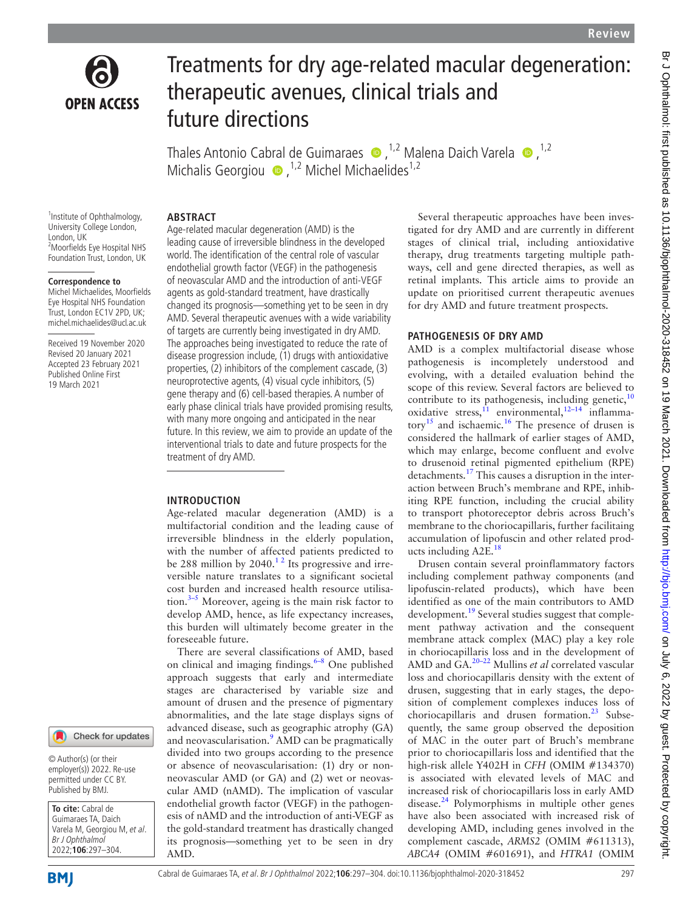# Treatments for dry age-related macular degeneration: therapeutic avenues, clinical trials and future directions

Thales Antonio Cabral de Guimaraes [1,2] Malena Daich Varela [1,2] Michalis Georgiou [1,2] Michel Michaelides[1,2]

[1]Institute of Ophthalmology, University College London, London, UK
[2]Moorfields Eye Hospital NHS Foundation Trust, London, UK

**Correspondence to**
Michel Michaelides, Moorfields Eye Hospital NHS Foundation Trust, London EC1V 2PD, UK; michel.michaelides@ucl.ac.uk

Received 19 November 2020
Revised 20 January 2021
Accepted 23 February 2021
Published Online First 19 March 2021

© Author(s) (or their employer(s)) 2022. Re-use permitted under CC BY. Published by BMJ.

**To cite:** Cabral de Guimaraes TA, Daich Varela M, Georgiou M, *et al*. *Br J Ophthalmol* 2022;**106**:297–304.

## ABSTRACT

Age-related macular degeneration (AMD) is the leading cause of irreversible blindness in the developed world. The identification of the central role of vascular endothelial growth factor (VEGF) in the pathogenesis of neovascular AMD and the introduction of anti-VEGF agents as gold-standard treatment, have drastically changed its prognosis—something yet to be seen in dry AMD. Several therapeutic avenues with a wide variability of targets are currently being investigated in dry AMD. The approaches being investigated to reduce the rate of disease progression include, (1) drugs with antioxidative properties, (2) inhibitors of the complement cascade, (3) neuroprotective agents, (4) visual cycle inhibitors, (5) gene therapy and (6) cell-based therapies. A number of early phase clinical trials have provided promising results, with many more ongoing and anticipated in the near future. In this review, we aim to provide an update of the interventional trials to date and future prospects for the treatment of dry AMD.

## INTRODUCTION

Age-related macular degeneration (AMD) is a multifactorial condition and the leading cause of irreversible blindness in the elderly population, with the number of affected patients predicted to be 288 million by 2040.[1,2] Its progressive and irreversible nature translates to a significant societal cost burden and increased health resource utilisation.[3–5] Moreover, ageing is the main risk factor to develop AMD, hence, as life expectancy increases, this burden will ultimately become greater in the foreseeable future.

There are several classifications of AMD, based on clinical and imaging findings.[6–8] One published approach suggests that early and intermediate stages are characterised by variable size and amount of drusen and the presence of pigmentary abnormalities, and the late stage displays signs of advanced disease, such as geographic atrophy (GA) and neovascularisation.[9] AMD can be pragmatically divided into two groups according to the presence or absence of neovascularisation: (1) dry or non-neovascular AMD (or GA) and (2) wet or neovascular AMD (nAMD). The implication of vascular endothelial growth factor (VEGF) in the pathogenesis of nAMD and the introduction of anti-VEGF as the gold-standard treatment has drastically changed its prognosis—something yet to be seen in dry AMD.

Several therapeutic approaches have been investigated for dry AMD and are currently in different stages of clinical trial, including antioxidative therapy, drug treatments targeting multiple pathways, cell and gene directed therapies, as well as retinal implants. This article aims to provide an update on prioritised current therapeutic avenues for dry AMD and future treatment prospects.

## PATHOGENESIS OF DRY AMD

AMD is a complex multifactorial disease whose pathogenesis is incompletely understood and evolving, with a detailed evaluation behind the scope of this review. Several factors are believed to contribute to its pathogenesis, including genetic,[10] oxidative stress,[11] environmental,[12–14] inflammatory[15] and ischaemic.[16] The presence of drusen is considered the hallmark of earlier stages of AMD, which may enlarge, become confluent and evolve to drusenoid retinal pigmented epithelium (RPE) detachments.[17] This causes a disruption in the interaction between Bruch's membrane and RPE, inhibiting RPE function, including the crucial ability to transport photoreceptor debris across Bruch's membrane to the choriocapillaris, further facilitaing accumulation of lipofuscin and other related products including A2E.[18]

Drusen contain several proinflammatory factors including complement pathway components (and lipofuscin-related products), which have been identified as one of the main contributors to AMD development.[19] Several studies suggest that complement pathway activation and the consequent membrane attack complex (MAC) play a key role in choriocapillaris loss and in the development of AMD and GA.[20–22] Mullins *et al* correlated vascular loss and choriocapillaris density with the extent of drusen, suggesting that in early stages, the deposition of complement complexes induces loss of choriocapillaris and drusen formation.[23] Subsequently, the same group observed the deposition of MAC in the outer part of Bruch's membrane prior to choriocapillaris loss and identified that the high-risk allele Y402H in *CFH* (OMIM #134370) is associated with elevated levels of MAC and increased risk of choriocapillaris loss in early AMD disease.[24] Polymorphisms in multiple other genes have also been associated with increased risk of developing AMD, including genes involved in the complement cascade, *ARMS2* (OMIM #611313), *ABCA4* (OMIM #601691), and *HTRA1* (OMIM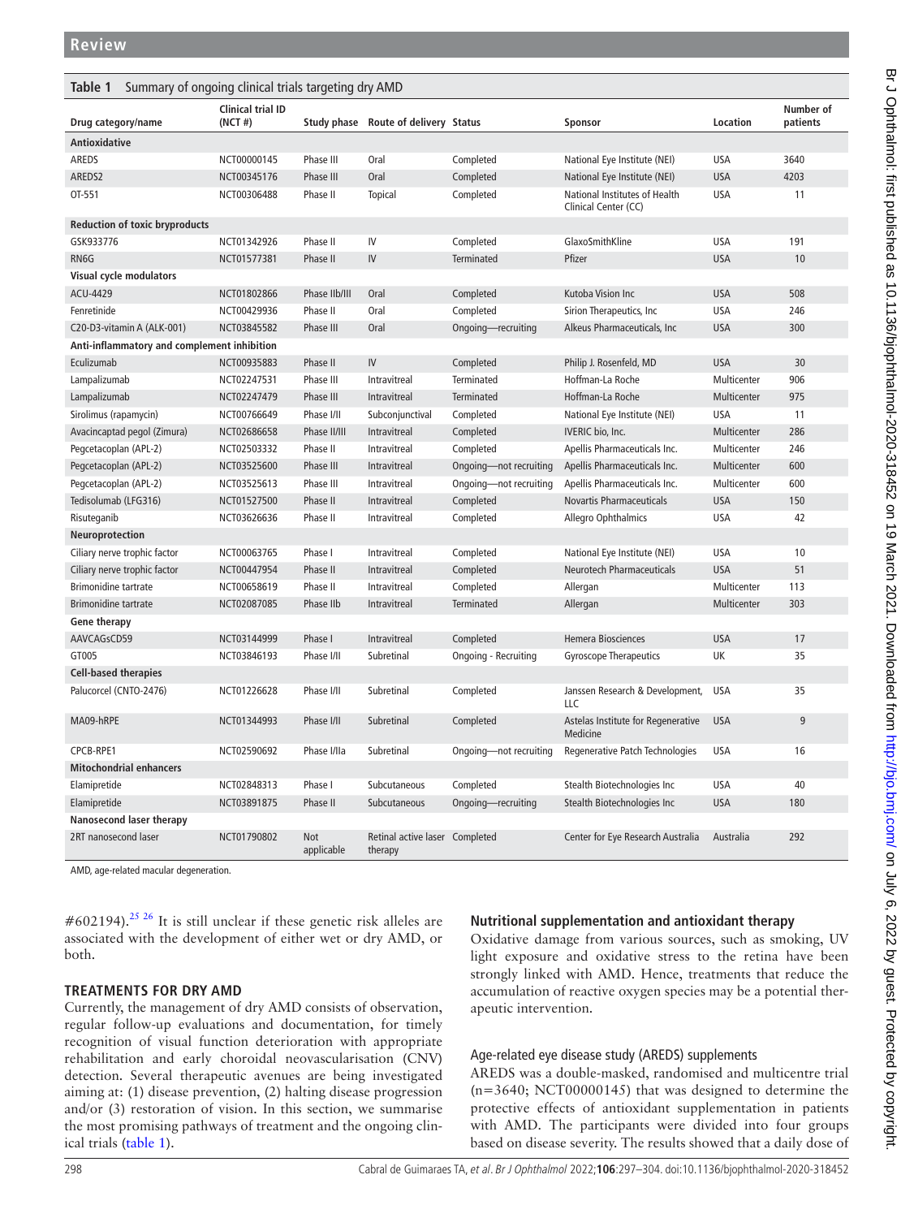**Table 1** Summary of ongoing clinical trials targeting dry AMD

| Drug category/name | Clinical trial ID (NCT #) | Study phase | Route of delivery | Status | Sponsor | Location | Number of patients |
|---|---|---|---|---|---|---|---|
| **Antioxidative** | | | | | | | |
| AREDS | NCT00000145 | Phase III | Oral | Completed | National Eye Institute (NEI) | USA | 3640 |
| AREDS2 | NCT00345176 | Phase III | Oral | Completed | National Eye Institute (NEI) | USA | 4203 |
| OT-551 | NCT00306488 | Phase II | Topical | Completed | National Institutes of Health Clinical Center (CC) | USA | 11 |
| **Reduction of toxic bryproducts** | | | | | | | |
| GSK933776 | NCT01342926 | Phase II | IV | Completed | GlaxoSmithKline | USA | 191 |
| RN6G | NCT01577381 | Phase II | IV | Terminated | Pfizer | USA | 10 |
| **Visual cycle modulators** | | | | | | | |
| ACU-4429 | NCT01802866 | Phase IIb/III | Oral | Completed | Kutoba Vision Inc | USA | 508 |
| Fenretinide | NCT00429936 | Phase II | Oral | Completed | Sirion Therapeutics, Inc | USA | 246 |
| C20-D3-vitamin A (ALK-001) | NCT03845582 | Phase III | Oral | Ongoing—recruiting | Alkeus Pharmaceuticals, Inc | USA | 300 |
| **Anti-inflammatory and complement inhibition** | | | | | | | |
| Eculizumab | NCT00935883 | Phase II | IV | Completed | Philip J. Rosenfeld, MD | USA | 30 |
| Lampalizumab | NCT02247531 | Phase III | Intravitreal | Terminated | Hoffman-La Roche | Multicenter | 906 |
| Lampalizumab | NCT02247479 | Phase III | Intravitreal | Terminated | Hoffman-La Roche | Multicenter | 975 |
| Sirolimus (rapamycin) | NCT00766649 | Phase I/II | Subconjunctival | Completed | National Eye Institute (NEI) | USA | 11 |
| Avacincaptad pegol (Zimura) | NCT02686658 | Phase II/III | Intravitreal | Completed | IVERIC bio, Inc. | Multicenter | 286 |
| Pegcetacoplan (APL-2) | NCT02503332 | Phase II | Intravitreal | Completed | Apellis Pharmaceuticals Inc. | Multicenter | 246 |
| Pegcetacoplan (APL-2) | NCT03525600 | Phase III | Intravitreal | Ongoing—not recruiting | Apellis Pharmaceuticals Inc. | Multicenter | 600 |
| Pegcetacoplan (APL-2) | NCT03525613 | Phase III | Intravitreal | Ongoing—not recruiting | Apellis Pharmaceuticals Inc. | Multicenter | 600 |
| Tedisolumab (LFG316) | NCT01527500 | Phase II | Intravitreal | Completed | Novartis Pharmaceuticals | USA | 150 |
| Risuteganib | NCT03626636 | Phase II | Intravitreal | Completed | Allegro Ophthalmics | USA | 42 |
| **Neuroprotection** | | | | | | | |
| Ciliary nerve trophic factor | NCT00063765 | Phase I | Intravitreal | Completed | National Eye Institute (NEI) | USA | 10 |
| Ciliary nerve trophic factor | NCT00447954 | Phase II | Intravitreal | Completed | Neurotech Pharmaceuticals | USA | 51 |
| Brimonidine tartrate | NCT00658619 | Phase II | Intravitreal | Completed | Allergan | Multicenter | 113 |
| Brimonidine tartrate | NCT02087085 | Phase IIb | Intravitreal | Terminated | Allergan | Multicenter | 303 |
| **Gene therapy** | | | | | | | |
| AAVCAGsCD59 | NCT03144999 | Phase I | Intravitreal | Completed | Hemera Biosciences | USA | 17 |
| GT005 | NCT03846193 | Phase I/II | Subretinal | Ongoing - Recruiting | Gyroscope Therapeutics | UK | 35 |
| **Cell-based therapies** | | | | | | | |
| Palucorcel (CNTO-2476) | NCT01226628 | Phase I/II | Subretinal | Completed | Janssen Research & Development, LLC | USA | 35 |
| MA09-hRPE | NCT01344993 | Phase I/II | Subretinal | Completed | Astelas Institute for Regenerative Medicine | USA | 9 |
| CPCB-RPE1 | NCT02590692 | Phase I/IIa | Subretinal | Ongoing—not recruiting | Regenerative Patch Technologies | USA | 16 |
| **Mitochondrial enhancers** | | | | | | | |
| Elamipretide | NCT02848313 | Phase I | Subcutaneous | Completed | Stealth Biotechnologies Inc | USA | 40 |
| Elamipretide | NCT03891875 | Phase II | Subcutaneous | Ongoing—recruiting | Stealth Biotechnologies Inc | USA | 180 |
| **Nanosecond laser therapy** | | | | | | | |
| 2RT nanosecond laser | NCT01790802 | Not applicable | Retinal active laser therapy | Completed | Center for Eye Research Australia | Australia | 292 |

AMD, age-related macular degeneration.

#602194).[25,26] It is still unclear if these genetic risk alleles are associated with the development of either wet or dry AMD, or both.

## TREATMENTS FOR DRY AMD

Currently, the management of dry AMD consists of observation, regular follow-up evaluations and documentation, for timely recognition of visual function deterioration with appropriate rehabilitation and early choroidal neovascularisation (CNV) detection. Several therapeutic avenues are being investigated aiming at: (1) disease prevention, (2) halting disease progression and/or (3) restoration of vision. In this section, we summarise the most promising pathways of treatment and the ongoing clinical trials (table 1).

### Nutritional supplementation and antioxidant therapy

Oxidative damage from various sources, such as smoking, UV light exposure and oxidative stress to the retina have been strongly linked with AMD. Hence, treatments that reduce the accumulation of reactive oxygen species may be a potential therapeutic intervention.

#### Age-related eye disease study (AREDS) supplements

AREDS was a double-masked, randomised and multicentre trial (n=3640; NCT00000145) that was designed to determine the protective effects of antioxidant supplementation in patients with AMD. The participants were divided into four groups based on disease severity. The results showed that a daily dose of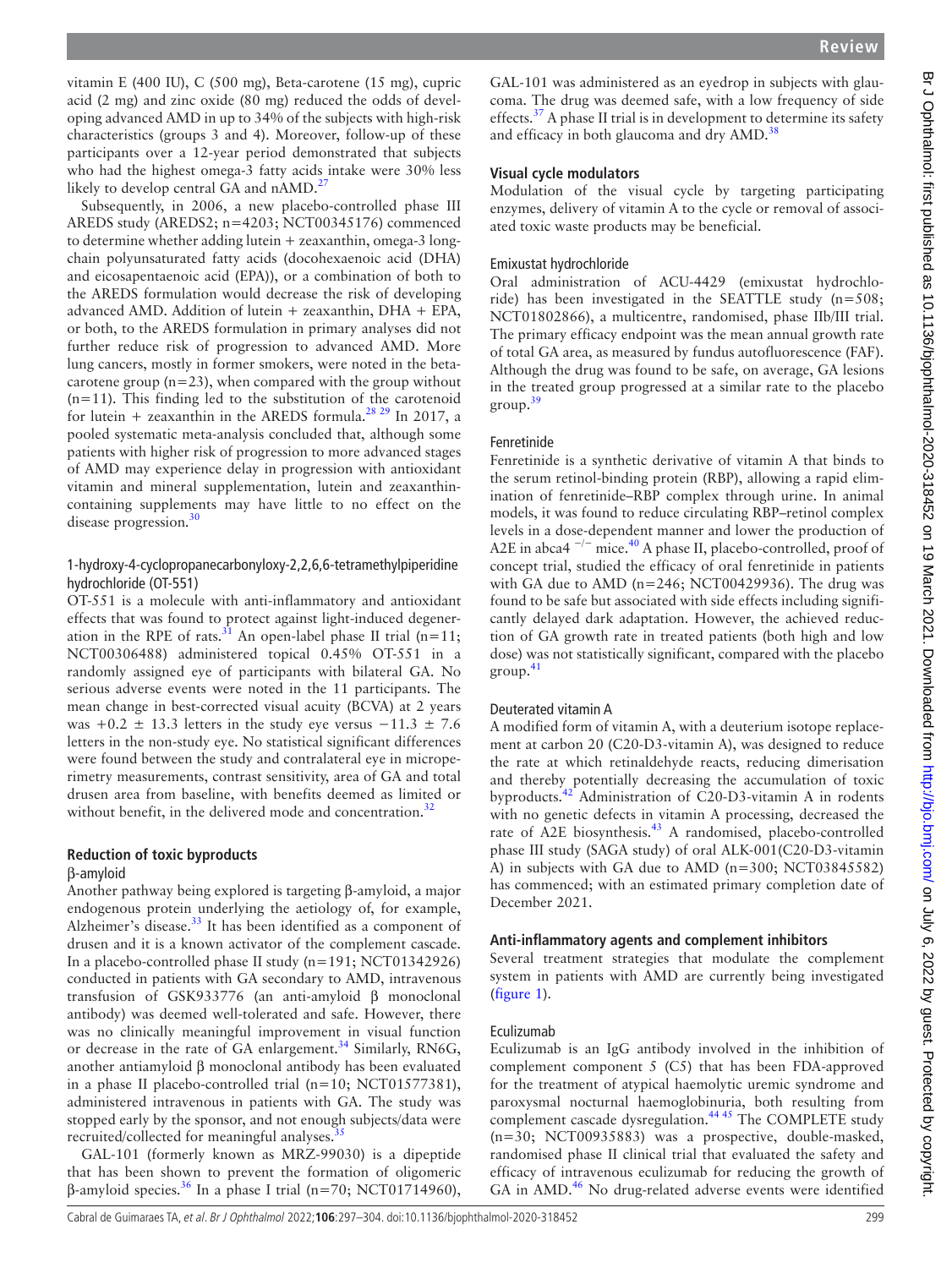vitamin E (400 IU), C (500 mg), Beta-carotene (15 mg), cupric acid (2 mg) and zinc oxide (80 mg) reduced the odds of developing advanced AMD in up to 34% of the subjects with high-risk characteristics (groups 3 and 4). Moreover, follow-up of these participants over a 12-year period demonstrated that subjects who had the highest omega-3 fatty acids intake were 30% less likely to develop central GA and nAMD.[27]

Subsequently, in 2006, a new placebo-controlled phase III AREDS study (AREDS2; n=4203; NCT00345176) commenced to determine whether adding lutein + zeaxanthin, omega-3 long-chain polyunsaturated fatty acids (docohexaenoic acid (DHA) and eicosapentaenoic acid (EPA)), or a combination of both to the AREDS formulation would decrease the risk of developing advanced AMD. Addition of lutein + zeaxanthin, DHA + EPA, or both, to the AREDS formulation in primary analyses did not further reduce risk of progression to advanced AMD. More lung cancers, mostly in former smokers, were noted in the beta-carotene group (n=23), when compared with the group without (n=11). This finding led to the substitution of the carotenoid for lutein + zeaxanthin in the AREDS formula.[28 29] In 2017, a pooled systematic meta-analysis concluded that, although some patients with higher risk of progression to more advanced stages of AMD may experience delay in progression with antioxidant vitamin and mineral supplementation, lutein and zeaxanthin-containing supplements may have little to no effect on the disease progression.[30]

### 1-hydroxy-4-cyclopropanecarbonyloxy-2,2,6,6-tetramethylpiperidine hydrochloride (OT-551)

OT-551 is a molecule with anti-inflammatory and antioxidant effects that was found to protect against light-induced degeneration in the RPE of rats.[31] An open-label phase II trial (n=11; NCT00306488) administered topical 0.45% OT-551 in a randomly assigned eye of participants with bilateral GA. No serious adverse events were noted in the 11 participants. The mean change in best-corrected visual acuity (BCVA) at 2 years was $+0.2 \pm 13.3$ letters in the study eye versus $-11.3 \pm 7.6$ letters in the non-study eye. No statistical significant differences were found between the study and contralateral eye in microperimetry measurements, contrast sensitivity, area of GA and total drusen area from baseline, with benefits deemed as limited or without benefit, in the delivered mode and concentration.[32]

## Reduction of toxic byproducts

### β-amyloid

Another pathway being explored is targeting β-amyloid, a major endogenous protein underlying the aetiology of, for example, Alzheimer's disease.[33] It has been identified as a component of drusen and it is a known activator of the complement cascade. In a placebo-controlled phase II study (n=191; NCT01342926) conducted in patients with GA secondary to AMD, intravenous transfusion of GSK933776 (an anti-amyloid β monoclonal antibody) was deemed well-tolerated and safe. However, there was no clinically meaningful improvement in visual function or decrease in the rate of GA enlargement.[34] Similarly, RN6G, another antiamyloid β monoclonal antibody has been evaluated in a phase II placebo-controlled trial (n=10; NCT01577381), administered intravenous in patients with GA. The study was stopped early by the sponsor, and not enough subjects/data were recruited/collected for meaningful analyses.[35]

GAL-101 (formerly known as MRZ-99030) is a dipeptide that has been shown to prevent the formation of oligomeric β-amyloid species.[36] In a phase I trial (n=70; NCT01714960), GAL-101 was administered as an eyedrop in subjects with glaucoma. The drug was deemed safe, with a low frequency of side effects.[37] A phase II trial is in development to determine its safety and efficacy in both glaucoma and dry AMD.[38]

## Visual cycle modulators

Modulation of the visual cycle by targeting participating enzymes, delivery of vitamin A to the cycle or removal of associated toxic waste products may be beneficial.

### Emixustat hydrochloride

Oral administration of ACU-4429 (emixustat hydrochloride) has been investigated in the SEATTLE study (n=508; NCT01802866), a multicentre, randomised, phase IIb/III trial. The primary efficacy endpoint was the mean annual growth rate of total GA area, as measured by fundus autofluorescence (FAF). Although the drug was found to be safe, on average, GA lesions in the treated group progressed at a similar rate to the placebo group.[39]

### Fenretinide

Fenretinide is a synthetic derivative of vitamin A that binds to the serum retinol-binding protein (RBP), allowing a rapid elimination of fenretinide–RBP complex through urine. In animal models, it was found to reduce circulating RBP–retinol complex levels in a dose-dependent manner and lower the production of A2E in abca4 $^{-/-}$ mice.[40] A phase II, placebo-controlled, proof of concept trial, studied the efficacy of oral fenretinide in patients with GA due to AMD (n=246; NCT00429936). The drug was found to be safe but associated with side effects including significantly delayed dark adaptation. However, the achieved reduction of GA growth rate in treated patients (both high and low dose) was not statistically significant, compared with the placebo group.[41]

### Deuterated vitamin A

A modified form of vitamin A, with a deuterium isotope replacement at carbon 20 (C20-D3-vitamin A), was designed to reduce the rate at which retinaldehyde reacts, reducing dimerisation and thereby potentially decreasing the accumulation of toxic byproducts.[42] Administration of C20-D3-vitamin A in rodents with no genetic defects in vitamin A processing, decreased the rate of A2E biosynthesis.[43] A randomised, placebo-controlled phase III study (SAGA study) of oral ALK-001(C20-D3-vitamin A) in subjects with GA due to AMD (n=300; NCT03845582) has commenced; with an estimated primary completion date of December 2021.

## Anti-inflammatory agents and complement inhibitors

Several treatment strategies that modulate the complement system in patients with AMD are currently being investigated (figure 1).

### Eculizumab

Eculizumab is an IgG antibody involved in the inhibition of complement component 5 (C5) that has been FDA-approved for the treatment of atypical haemolytic uremic syndrome and paroxysmal nocturnal haemoglobinuria, both resulting from complement cascade dysregulation.[44 45] The COMPLETE study (n=30; NCT00935883) was a prospective, double-masked, randomised phase II clinical trial that evaluated the safety and efficacy of intravenous eculizumab for reducing the growth of GA in AMD.[46] No drug-related adverse events were identified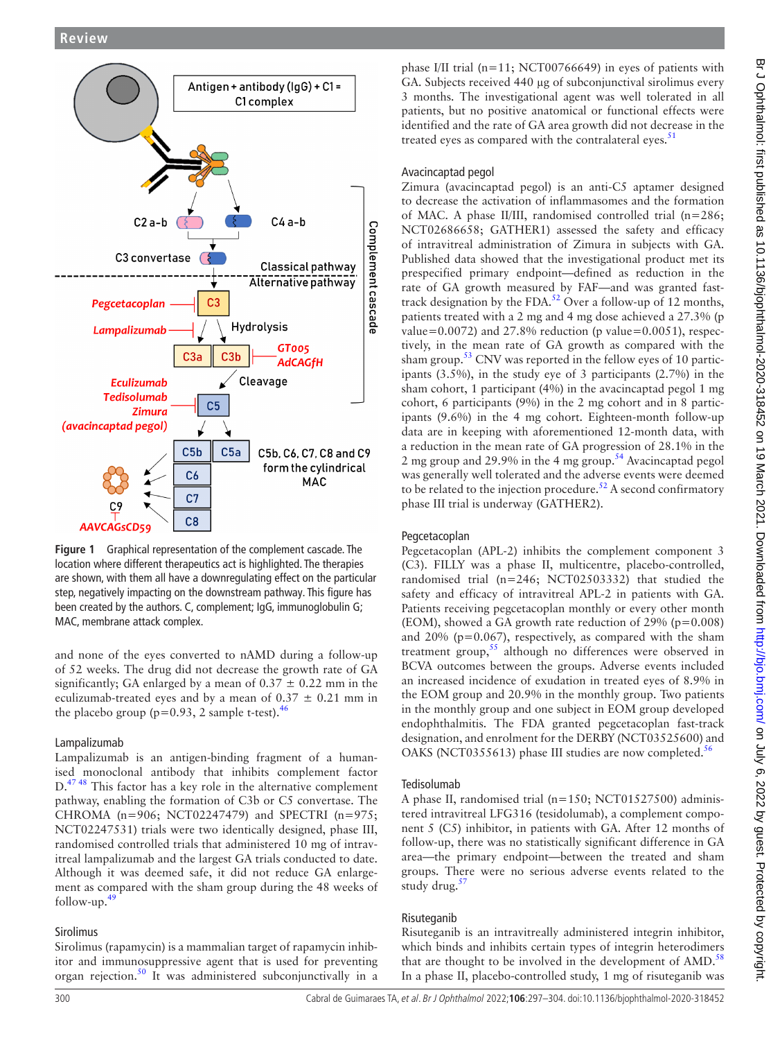Figure 1 Graphical representation of the complement cascade. The location where different therapeutics act is highlighted. The therapies are shown, with them all have a downregulating effect on the particular step, negatively impacting on the downstream pathway. This figure has been created by the authors. C, complement; IgG, immunoglobulin G; MAC, membrane attack complex.

and none of the eyes converted to nAMD during a follow-up of 52 weeks. The drug did not decrease the growth rate of GA significantly; GA enlarged by a mean of 0.37 ± 0.22 mm in the eculizumab-treated eyes and by a mean of 0.37 ± 0.21 mm in the placebo group (p=0.93, 2 sample t-test).[46]

### Lampalizumab

Lampalizumab is an antigen-binding fragment of a humanised monoclonal antibody that inhibits complement factor D.[47 48] This factor has a key role in the alternative complement pathway, enabling the formation of C3b or C5 convertase. The CHROMA (n=906; NCT02247479) and SPECTRI (n=975; NCT02247531) trials were two identically designed, phase III, randomised controlled trials that administered 10 mg of intravitreal lampalizumab and the largest GA trials conducted to date. Although it was deemed safe, it did not reduce GA enlargement as compared with the sham group during the 48 weeks of follow-up.[49]

### Sirolimus

Sirolimus (rapamycin) is a mammalian target of rapamycin inhibitor and immunosuppressive agent that is used for preventing organ rejection.[50] It was administered subconjunctivally in a phase I/II trial (n=11; NCT00766649) in eyes of patients with GA. Subjects received 440 µg of subconjunctival sirolimus every 3 months. The investigational agent was well tolerated in all patients, but no positive anatomical or functional effects were identified and the rate of GA area growth did not decrease in the treated eyes as compared with the contralateral eyes.[51]

### Avacincaptad pegol

Zimura (avacincaptad pegol) is an anti-C5 aptamer designed to decrease the activation of inflammasomes and the formation of MAC. A phase II/III, randomised controlled trial (n=286; NCT02686658; GATHER1) assessed the safety and efficacy of intravitreal administration of Zimura in subjects with GA. Published data showed that the investigational product met its prespecified primary endpoint—defined as reduction in the rate of GA growth measured by FAF—and was granted fast-track designation by the FDA.[52] Over a follow-up of 12 months, patients treated with a 2 mg and 4 mg dose achieved a 27.3% (p value=0.0072) and 27.8% reduction (p value=0.0051), respectively, in the mean rate of GA growth as compared with the sham group.[53] CNV was reported in the fellow eyes of 10 participants (3.5%), in the study eye of 3 participants (2.7%) in the sham cohort, 1 participant (4%) in the avacincaptad pegol 1 mg cohort, 6 participants (9%) in the 2 mg cohort and in 8 participants (9.6%) in the 4 mg cohort. Eighteen-month follow-up data are in keeping with aforementioned 12-month data, with a reduction in the mean rate of GA progression of 28.1% in the 2 mg group and 29.9% in the 4 mg group.[54] Avacincaptad pegol was generally well tolerated and the adverse events were deemed to be related to the injection procedure.[52] A second confirmatory phase III trial is underway (GATHER2).

### Pegcetacoplan

Pegcetacoplan (APL-2) inhibits the complement component 3 (C3). FILLY was a phase II, multicentre, placebo-controlled, randomised trial (n=246; NCT02503332) that studied the safety and efficacy of intravitreal APL-2 in patients with GA. Patients receiving pegcetacoplan monthly or every other month (EOM), showed a GA growth rate reduction of 29% (p=0.008) and 20% (p=0.067), respectively, as compared with the sham treatment group,[55] although no differences were observed in BCVA outcomes between the groups. Adverse events included an increased incidence of exudation in treated eyes of 8.9% in the EOM group and 20.9% in the monthly group. Two patients in the monthly group and one subject in EOM group developed endophthalmitis. The FDA granted pegcetacoplan fast-track designation, and enrolment for the DERBY (NCT03525600) and OAKS (NCT0355613) phase III studies are now completed.[56]

### Tedisolumab

A phase II, randomised trial (n=150; NCT01527500) administered intravitreal LFG316 (tesidolumab), a complement component 5 (C5) inhibitor, in patients with GA. After 12 months of follow-up, there was no statistically significant difference in GA area—the primary endpoint—between the treated and sham groups. There were no serious adverse events related to the study drug.[57]

### Risuteganib

Risuteganib is an intravitreally administered integrin inhibitor, which binds and inhibits certain types of integrin heterodimers that are thought to be involved in the development of AMD.[58] In a phase II, placebo-controlled study, 1 mg of risuteganib was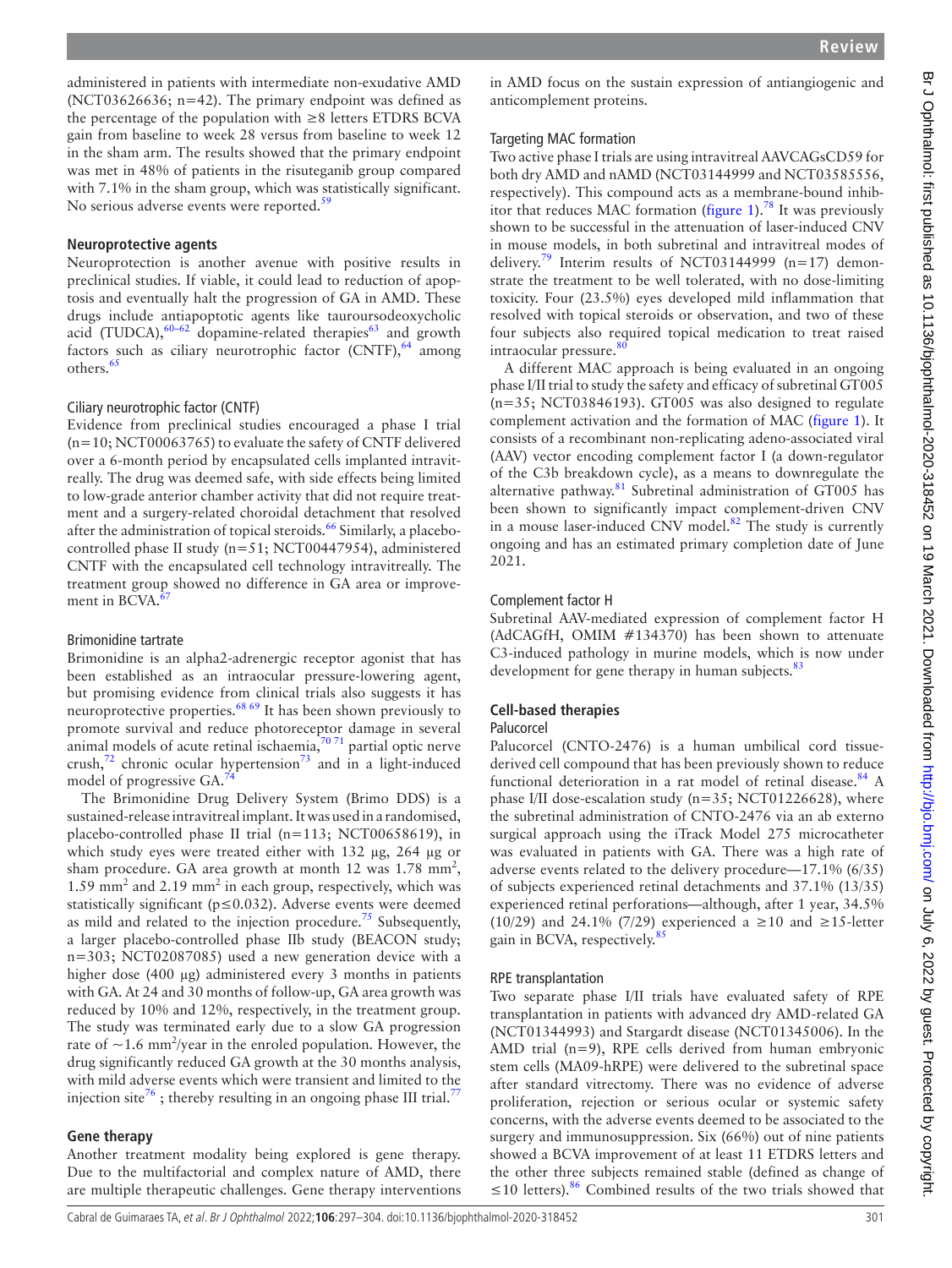administered in patients with intermediate non-exudative AMD (NCT03626636; n=42). The primary endpoint was defined as the percentage of the population with ≥8 letters ETDRS BCVA gain from baseline to week 28 versus from baseline to week 12 in the sham arm. The results showed that the primary endpoint was met in 48% of patients in the risuteganib group compared with 7.1% in the sham group, which was statistically significant. No serious adverse events were reported.[59]

### Neuroprotective agents

Neuroprotection is another avenue with positive results in preclinical studies. If viable, it could lead to reduction of apoptosis and eventually halt the progression of GA in AMD. These drugs include antiapoptotic agents like tauroursodeoxycholic acid (TUDCA),[60–62] dopamine-related therapies[63] and growth factors such as ciliary neurotrophic factor (CNTF),[64] among others.[65]

#### Ciliary neurotrophic factor (CNTF)

Evidence from preclinical studies encouraged a phase I trial (n=10; NCT00063765) to evaluate the safety of CNTF delivered over a 6-month period by encapsulated cells implanted intravitreally. The drug was deemed safe, with side effects being limited to low-grade anterior chamber activity that did not require treatment and a surgery-related choroidal detachment that resolved after the administration of topical steroids.[66] Similarly, a placebo-controlled phase II study (n=51; NCT00447954), administered CNTF with the encapsulated cell technology intravitreally. The treatment group showed no difference in GA area or improvement in BCVA.[67]

#### Brimonidine tartrate

Brimonidine is an alpha2-adrenergic receptor agonist that has been established as an intraocular pressure-lowering agent, but promising evidence from clinical trials also suggests it has neuroprotective properties.[68 69] It has been shown previously to promote survival and reduce photoreceptor damage in several animal models of acute retinal ischaemia,[70 71] partial optic nerve crush,[72] chronic ocular hypertension[73] and in a light-induced model of progressive GA.[74]

The Brimonidine Drug Delivery System (Brimo DDS) is a sustained-release intravitreal implant. It was used in a randomised, placebo-controlled phase II trial (n=113; NCT00658619), in which study eyes were treated either with 132 µg, 264 µg or sham procedure. GA area growth at month 12 was 1.78 $mm^2$, 1.59 $mm^2$ and 2.19 $mm^2$ in each group, respectively, which was statistically significant ($p \leq 0.032$). Adverse events were deemed as mild and related to the injection procedure.[75] Subsequently, a larger placebo-controlled phase IIb study (BEACON study; n=303; NCT02087085) used a new generation device with a higher dose (400 µg) administered every 3 months in patients with GA. At 24 and 30 months of follow-up, GA area growth was reduced by 10% and 12%, respectively, in the treatment group. The study was terminated early due to a slow GA progression rate of ~1.6 $mm^2$/year in the enroled population. However, the drug significantly reduced GA growth at the 30 months analysis, with mild adverse events which were transient and limited to the injection site[76]; thereby resulting in an ongoing phase III trial.[77]

### Gene therapy

Another treatment modality being explored is gene therapy. Due to the multifactorial and complex nature of AMD, there are multiple therapeutic challenges. Gene therapy interventions in AMD focus on the sustain expression of antiangiogenic and anticomplement proteins.

#### Targeting MAC formation

Two active phase I trials are using intravitreal AAVCAGsCD59 for both dry AMD and nAMD (NCT03144999 and NCT03585556, respectively). This compound acts as a membrane-bound inhibitor that reduces MAC formation (figure 1).[78] It was previously shown to be successful in the attenuation of laser-induced CNV in mouse models, in both subretinal and intravitreal modes of delivery.[79] Interim results of NCT03144999 (n=17) demonstrate the treatment to be well tolerated, with no dose-limiting toxicity. Four (23.5%) eyes developed mild inflammation that resolved with topical steroids or observation, and two of these four subjects also required topical medication to treat raised intraocular pressure.[80]

A different MAC approach is being evaluated in an ongoing phase I/II trial to study the safety and efficacy of subretinal GT005 (n=35; NCT03846193). GT005 was also designed to regulate complement activation and the formation of MAC (figure 1). It consists of a recombinant non-replicating adeno-associated viral (AAV) vector encoding complement factor I (a down-regulator of the C3b breakdown cycle), as a means to downregulate the alternative pathway.[81] Subretinal administration of GT005 has been shown to significantly impact complement-driven CNV in a mouse laser-induced CNV model.[82] The study is currently ongoing and has an estimated primary completion date of June 2021.

#### Complement factor H

Subretinal AAV-mediated expression of complement factor H (AdCAGfH, OMIM #134370) has been shown to attenuate C3-induced pathology in murine models, which is now under development for gene therapy in human subjects.[83]

### Cell-based therapies

#### Palucorcel

Palucorcel (CNTO-2476) is a human umbilical cord tissue-derived cell compound that has been previously shown to reduce functional deterioration in a rat model of retinal disease.[84] A phase I/II dose-escalation study (n=35; NCT01226628), where the subretinal administration of CNTO-2476 via an ab externo surgical approach using the iTrack Model 275 microcatheter was evaluated in patients with GA. There was a high rate of adverse events related to the delivery procedure—17.1% (6/35) of subjects experienced retinal detachments and 37.1% (13/35) experienced retinal perforations—although, after 1 year, 34.5% (10/29) and 24.1% (7/29) experienced a ≥10 and ≥15-letter gain in BCVA, respectively.[85]

#### RPE transplantation

Two separate phase I/II trials have evaluated safety of RPE transplantation in patients with advanced dry AMD-related GA (NCT01344993) and Stargardt disease (NCT01345006). In the AMD trial (n=9), RPE cells derived from human embryonic stem cells (MA09-hRPE) were delivered to the subretinal space after standard vitrectomy. There was no evidence of adverse proliferation, rejection or serious ocular or systemic safety concerns, with the adverse events deemed to be associated to the surgery and immunosuppression. Six (66%) out of nine patients showed a BCVA improvement of at least 11 ETDRS letters and the other three subjects remained stable (defined as change of ≤10 letters).[86] Combined results of the two trials showed that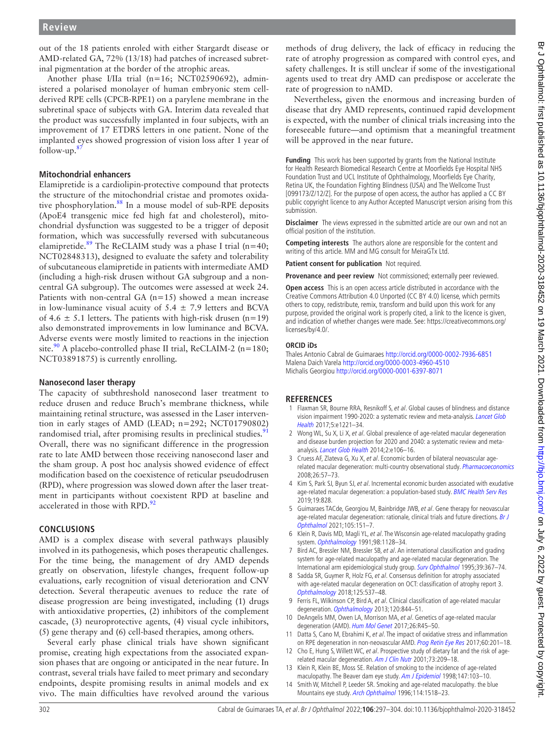out of the 18 patients enroled with either Stargardt disease or AMD-related GA, 72% (13/18) had patches of increased subretinal pigmentation at the border of the atrophic areas.

Another phase I/IIa trial (n=16; NCT02590692), administered a polarised monolayer of human embryonic stem cell-derived RPE cells (CPCB-RPE1) on a parylene membrane in the subretinal space of subjects with GA. Interim data revealed that the product was successfully implanted in four subjects, with an improvement of 17 ETDRS letters in one patient. None of the implanted eyes showed progression of vision loss after 1 year of follow-up.[87]

### Mitochondrial enhancers

Elamipretide is a cardiolipin-protective compound that protects the structure of the mitochondrial cristae and promotes oxidative phosphorylation.[88] In a mouse model of sub-RPE deposits (ApoE4 transgenic mice fed high fat and cholesterol), mitochondrial dysfunction was suggested to be a trigger of deposit formation, which was successfully reversed with subcutaneous elamipretide.[89] The ReCLAIM study was a phase I trial (n=40; NCT02848313), designed to evaluate the safety and tolerability of subcutaneous elamipretide in patients with intermediate AMD (including a high-risk drusen without GA subgroup and a non-central GA subgroup). The outcomes were assessed at week 24. Patients with non-central GA (n=15) showed a mean increase in low-luminance visual acuity of $5.4 \pm 7.9$ letters and BCVA of $4.6 \pm 5.1$ letters. The patients with high-risk drusen (n=19) also demonstrated improvements in low luminance and BCVA. Adverse events were mostly limited to reactions in the injection site.[90] A placebo-controlled phase II trial, ReCLAIM-2 (n=180; NCT03891875) is currently enrolling.

### Nanosecond laser therapy

The capacity of subthreshold nanosecond laser treatment to reduce drusen and reduce Bruch's membrane thickness, while maintaining retinal structure, was assessed in the Laser intervention in early stages of AMD (LEAD; n=292; NCT01790802) randomised trial, after promising results in preclinical studies.[91] Overall, there was no significant difference in the progression rate to late AMD between those receiving nanosecond laser and the sham group. A post hoc analysis showed evidence of effect modification based on the coexistence of reticular pseudodrusen (RPD), where progression was slowed down after the laser treatment in participants without coexistent RPD at baseline and accelerated in those with RPD.[92]

## CONCLUSIONS

AMD is a complex disease with several pathways plausibly involved in its pathogenesis, which poses therapeutic challenges. For the time being, the management of dry AMD depends greatly on observation, lifestyle changes, frequent follow-up evaluations, early recognition of visual deterioration and CNV detection. Several therapeutic avenues to reduce the rate of disease progression are being investigated, including (1) drugs with antioxidative properties, (2) inhibitors of the complement cascade, (3) neuroprotective agents, (4) visual cycle inhibitors, (5) gene therapy and (6) cell-based therapies, among others.

Several early phase clinical trials have shown significant promise, creating high expectations from the associated expansion phases that are ongoing or anticipated in the near future. In contrast, several trials have failed to meet primary and secondary endpoints, despite promising results in animal models and ex vivo. The main difficulties have revolved around the various methods of drug delivery, the lack of efficacy in reducing the rate of atrophy progression as compared with control eyes, and safety challenges. It is still unclear if some of the investigational agents used to treat dry AMD can predispose or accelerate the rate of progression to nAMD.

Nevertheless, given the enormous and increasing burden of disease that dry AMD represents, continued rapid development is expected, with the number of clinical trials increasing into the foreseeable future—and optimism that a meaningful treatment will be approved in the near future.

**Funding** This work has been supported by grants from the National Institute for Health Research Biomedical Research Centre at Moorfields Eye Hospital NHS Foundation Trust and UCL Institute of Ophthalmology, Moorfields Eye Charity, Retina UK, the Foundation Fighting Blindness (USA) and The Wellcome Trust [099173/Z/12/Z]. For the purpose of open access, the author has applied a CC BY public copyright licence to any Author Accepted Manuscript version arising from this submission.

**Disclaimer** The views expressed in the submitted article are our own and not an official position of the institution.

**Competing interests** The authors alone are responsible for the content and writing of this article. MM and MG consult for MeiraGTx Ltd.

**Patient consent for publication** Not required.

**Provenance and peer review** Not commissioned; externally peer reviewed.

**Open access** This is an open access article distributed in accordance with the Creative Commons Attribution 4.0 Unported (CC BY 4.0) license, which permits others to copy, redistribute, remix, transform and build upon this work for any purpose, provided the original work is properly cited, a link to the licence is given, and indication of whether changes were made. See: https://creativecommons.org/licenses/by/4.0/.

#### ORCID iDs

Thales Antonio Cabral de Guimaraes http://orcid.org/0000-0002-7936-6851
Malena Daich Varela http://orcid.org/0000-0003-4960-4510
Michalis Georgiou http://orcid.org/0000-0001-6397-8071

## REFERENCES

1. Flaxman SR, Bourne RRA, Resnikoff S, *et al*. Global causes of blindness and distance vision impairment 1990-2020: a systematic review and meta-analysis. *Lancet Glob Health* 2017;5:e1221–34.
2. Wong WL, Su X, Li X, *et al*. Global prevalence of age-related macular degeneration and disease burden projection for 2020 and 2040: a systematic review and meta-analysis. *Lancet Glob Health* 2014;2:e106–16.
3. Cruess AF, Zlateva G, Xu X, *et al*. Economic burden of bilateral neovascular age-related macular degeneration: multi-country observational study. *Pharmacoeconomics* 2008;26:57–73.
4. Kim S, Park SJ, Byun SJ, *et al*. Incremental economic burden associated with exudative age-related macular degeneration: a population-based study. *BMC Health Serv Res* 2019;19:828.
5. Guimaraes TACde, Georgiou M, Bainbridge JWB, *et al*. Gene therapy for neovascular age-related macular degeneration: rationale, clinical trials and future directions. *Br J Ophthalmol* 2021;105:151–7.
6. Klein R, Davis MD, Magli YL, *et al*. The Wisconsin age-related maculopathy grading system. *Ophthalmology* 1991;98:1128–34.
7. Bird AC, Bressler NM, Bressler SB, *et al*. An international classification and grading system for age-related maculopathy and age-related macular degeneration. The International arm epidemiological study group. *Surv Ophthalmol* 1995;39:367–74.
8. Sadda SR, Guymer R, Holz FG, *et al*. Consensus definition for atrophy associated with age-related macular degeneration on OCT: classification of atrophy report 3. *Ophthalmology* 2018;125:537–48.
9. Ferris FL, Wilkinson CP, Bird A, *et al*. Clinical classification of age-related macular degeneration. *Ophthalmology* 2013;120:844–51.
10. DeAngelis MM, Owen LA, Morrison MA, *et al*. Genetics of age-related macular degeneration (AMD). *Hum Mol Genet* 2017;26:R45–50.
11. Datta S, Cano M, Ebrahimi K, *et al*. The impact of oxidative stress and inflammation on RPE degeneration in non-neovascular AMD. *Prog Retin Eye Res* 2017;60:201–18.
12. Cho E, Hung S, Willett WC, *et al*. Prospective study of dietary fat and the risk of age-related macular degeneration. *Am J Clin Nutr* 2001;73:209–18.
13. Klein R, Klein BE, Moss SE. Relation of smoking to the incidence of age-related maculopathy. The Beaver dam eye study. *Am J Epidemiol* 1998;147:103–10.
14. Smith W, Mitchell P, Leeder SR. Smoking and age-related maculopathy. the blue Mountains eye study. *Arch Ophthalmol* 1996;114:1518–23.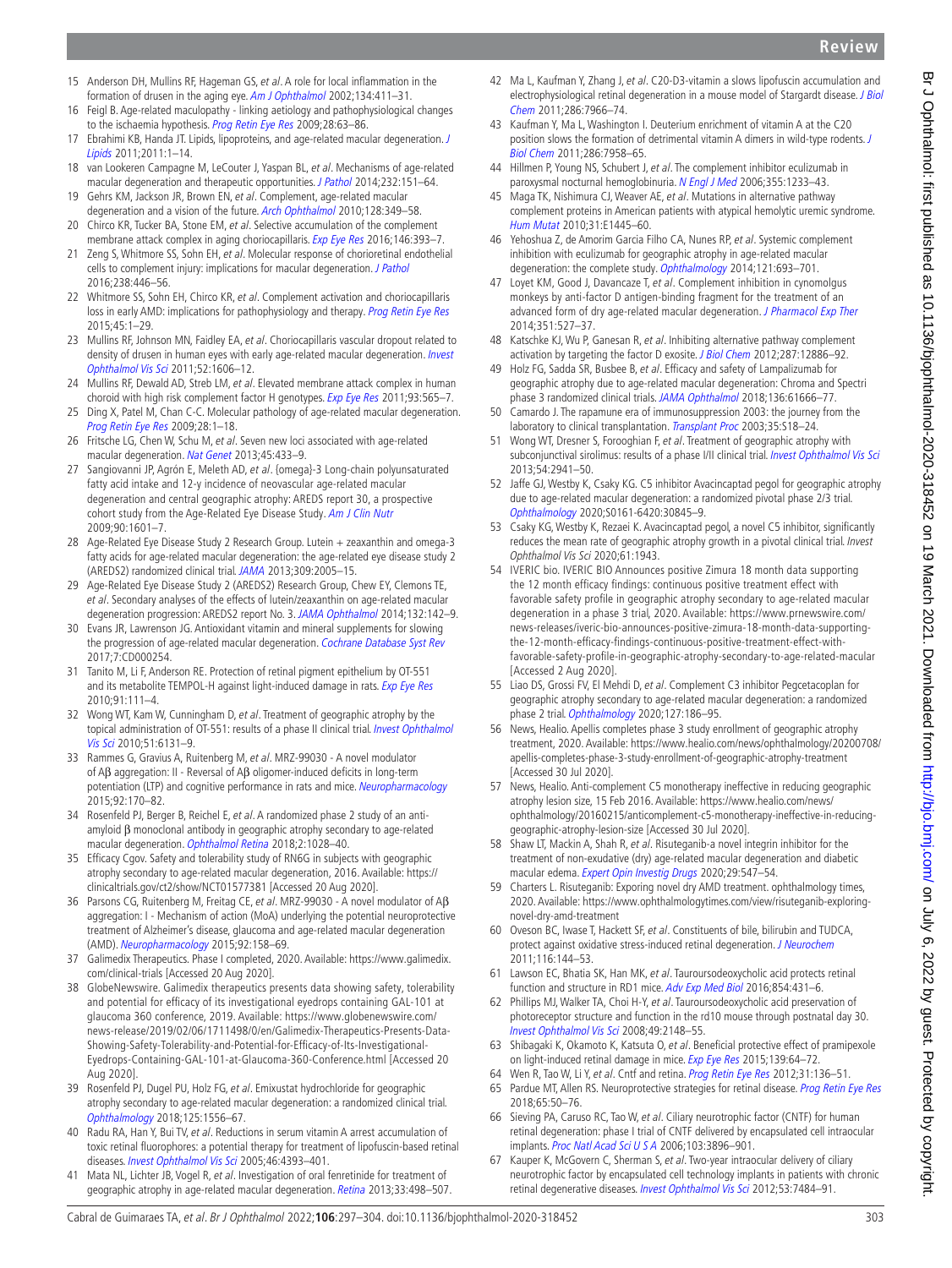15 Anderson DH, Mullins RF, Hageman GS, *et al*. A role for local inflammation in the formation of drusen in the aging eye. *Am J Ophthalmol* 2002;134:411–31.

16 Feigl B. Age-related maculopathy - linking aetiology and pathophysiological changes to the ischaemia hypothesis. *Prog Retin Eye Res* 2009;28:63–86.

17 Ebrahimi KB, Handa JT. Lipids, lipoproteins, and age-related macular degeneration. *J Lipids* 2011;2011:1–14.

18 van Lookeren Campagne M, LeCouter J, Yaspan BL, *et al*. Mechanisms of age-related macular degeneration and therapeutic opportunities. *J Pathol* 2014;232:151–64.

19 Gehrs KM, Jackson JR, Brown EN, *et al*. Complement, age-related macular degeneration and a vision of the future. *Arch Ophthalmol* 2010;128:349–58.

20 Chirco KR, Tucker BA, Stone EM, *et al*. Selective accumulation of the complement membrane attack complex in aging choriocapillaris. *Exp Eye Res* 2016;146:393–7.

21 Zeng S, Whitmore SS, Sohn EH, *et al*. Molecular response of chorioretinal endothelial cells to complement injury: implications for macular degeneration. *J Pathol* 2016;238:446–56.

22 Whitmore SS, Sohn EH, Chirco KR, *et al*. Complement activation and choriocapillaris loss in early AMD: implications for pathophysiology and therapy. *Prog Retin Eye Res* 2015;45:1–29.

23 Mullins RF, Johnson MN, Faidley EA, *et al*. Choriocapillaris vascular dropout related to density of drusen in human eyes with early age-related macular degeneration. *Invest Ophthalmol Vis Sci* 2011;52:1606–12.

24 Mullins RF, Dewald AD, Streb LM, *et al*. Elevated membrane attack complex in human choroid with high risk complement factor H genotypes. *Exp Eye Res* 2011;93:565–7.

25 Ding X, Patel M, Chan C-C. Molecular pathology of age-related macular degeneration. *Prog Retin Eye Res* 2009;28:1–18.

26 Fritsche LG, Chen W, Schu M, *et al*. Seven new loci associated with age-related macular degeneration. *Nat Genet* 2013;45:433–9.

27 Sangiovanni JP, Agrón E, Meleth AD, *et al*. {omega}-3 Long-chain polyunsaturated fatty acid intake and 12-y incidence of neovascular age-related macular degeneration and central geographic atrophy: AREDS report 30, a prospective cohort study from the Age-Related Eye Disease Study. *Am J Clin Nutr* 2009;90:1601–7.

28 Age-Related Eye Disease Study 2 Research Group. Lutein + zeaxanthin and omega-3 fatty acids for age-related macular degeneration: the age-related eye disease study 2 (AREDS2) randomized clinical trial. *JAMA* 2013;309:2005–15.

29 Age-Related Eye Disease Study 2 (AREDS2) Research Group, Chew EY, Clemons TE, *et al*. Secondary analyses of the effects of lutein/zeaxanthin on age-related macular degeneration progression: AREDS2 report No. 3. *JAMA Ophthalmol* 2014;132:142–9.

30 Evans JR, Lawrenson JG. Antioxidant vitamin and mineral supplements for slowing the progression of age-related macular degeneration. *Cochrane Database Syst Rev* 2017;7:CD000254.

31 Tanito M, Li F, Anderson RE. Protection of retinal pigment epithelium by OT-551 and its metabolite TEMPOL-H against light-induced damage in rats. *Exp Eye Res* 2010;91:111–4.

32 Wong WT, Kam W, Cunningham D, *et al*. Treatment of geographic atrophy by the topical administration of OT-551: results of a phase II clinical trial. *Invest Ophthalmol Vis Sci* 2010;51:6131–9.

33 Rammes G, Gravius A, Ruitenberg M, *et al*. MRZ-99030 - A novel modulator of Aβ aggregation: II - Reversal of Aβ oligomer-induced deficits in long-term potentiation (LTP) and cognitive performance in rats and mice. *Neuropharmacology* 2015;92:170–82.

34 Rosenfeld PJ, Berger B, Reichel E, *et al*. A randomized phase 2 study of an anti-amyloid β monoclonal antibody in geographic atrophy secondary to age-related macular degeneration. *Ophthalmol Retina* 2018;2:1028–40.

35 Efficacy Cgov. Safety and tolerability study of RN6G in subjects with geographic atrophy secondary to age-related macular degeneration, 2016. Available: https://clinicaltrials.gov/ct2/show/NCT01577381 [Accessed 20 Aug 2020].

36 Parsons CG, Ruitenberg M, Freitag CE, *et al*. MRZ-99030 - A novel modulator of Aβ aggregation: I - Mechanism of action (MoA) underlying the potential neuroprotective treatment of Alzheimer's disease, glaucoma and age-related macular degeneration (AMD). *Neuropharmacology* 2015;92:158–69.

37 Galimedix Therapeutics. Phase I completed, 2020. Available: https://www.galimedix.com/clinical-trials [Accessed 20 Aug 2020].

38 GlobeNewswire. Galimedix therapeutics presents data showing safety, tolerability and potential for efficacy of its investigational eyedrops containing GAL-101 at glaucoma 360 conference, 2019. Available: https://www.globenewswire.com/news-release/2019/02/06/1711498/0/en/Galimedix-Therapeutics-Presents-Data-Showing-Safety-Tolerability-and-Potential-for-Efficacy-of-Its-Investigational-Eyedrops-Containing-GAL-101-at-Glaucoma-360-Conference.html [Accessed 20 Aug 2020].

39 Rosenfeld PJ, Dugel PU, Holz FG, *et al*. Emixustat hydrochloride for geographic atrophy secondary to age-related macular degeneration: a randomized clinical trial. *Ophthalmology* 2018;125:1556–67.

40 Radu RA, Han Y, Bui TV, *et al*. Reductions in serum vitamin A arrest accumulation of toxic retinal fluorophores: a potential therapy for treatment of lipofuscin-based retinal diseases. *Invest Ophthalmol Vis Sci* 2005;46:4393–401.

41 Mata NL, Lichter JB, Vogel R, *et al*. Investigation of oral fenretinide for treatment of geographic atrophy in age-related macular degeneration. *Retina* 2013;33:498–507.

42 Ma L, Kaufman Y, Zhang J, *et al*. C20-D3-vitamin a slows lipofuscin accumulation and electrophysiological retinal degeneration in a mouse model of Stargardt disease. *J Biol Chem* 2011;286:7966–74.

43 Kaufman Y, Ma L, Washington I. Deuterium enrichment of vitamin A at the C20 position slows the formation of detrimental vitamin A dimers in wild-type rodents. *J Biol Chem* 2011;286:7958–65.

44 Hillmen P, Young NS, Schubert J, *et al*. The complement inhibitor eculizumab in paroxysmal nocturnal hemoglobinuria. *N Engl J Med* 2006;355:1233–43.

45 Maga TK, Nishimura CJ, Weaver AE, *et al*. Mutations in alternative pathway complement proteins in American patients with atypical hemolytic uremic syndrome. *Hum Mutat* 2010;31:E1445–60.

46 Yehoshua Z, de Amorim Garcia Filho CA, Nunes RP, *et al*. Systemic complement inhibition with eculizumab for geographic atrophy in age-related macular degeneration: the complete study. *Ophthalmology* 2014;121:693–701.

47 Loyet KM, Good J, Davancaze T, *et al*. Complement inhibition in cynomolgus monkeys by anti-factor D antigen-binding fragment for the treatment of an advanced form of dry age-related macular degeneration. *J Pharmacol Exp Ther* 2014;351:527–37.

48 Katschke KJ, Wu P, Ganesan R, *et al*. Inhibiting alternative pathway complement activation by targeting the factor D exosite. *J Biol Chem* 2012;287:12886–92.

49 Holz FG, Sadda SR, Busbee B, *et al*. Efficacy and safety of Lampalizumab for geographic atrophy due to age-related macular degeneration: Chroma and Spectri phase 3 randomized clinical trials. *JAMA Ophthalmol* 2018;136:61666–77.

50 Camardo J. The rapamune era of immunosuppression 2003: the journey from the laboratory to clinical transplantation. *Transplant Proc* 2003;35:S18–24.

51 Wong WT, Dresner S, Forooghian F, *et al*. Treatment of geographic atrophy with subconjunctival sirolimus: results of a phase I/II clinical trial. *Invest Ophthalmol Vis Sci* 2013;54:2941–50.

52 Jaffe GJ, Westby K, Csaky KG. C5 inhibitor Avacincaptad pegol for geographic atrophy due to age-related macular degeneration: a randomized pivotal phase 2/3 trial. *Ophthalmology* 2020;S0161-6420:30845–9.

53 Csaky KG, Westby K, Rezaei K. Avacincaptad pegol, a novel C5 inhibitor, significantly reduces the mean rate of geographic atrophy growth in a pivotal clinical trial. *Invest Ophthalmol Vis Sci* 2020;61:1943.

54 IVERIC bio. IVERIC BIO Announces positive Zimura 18 month data supporting the 12 month efficacy findings: continuous positive treatment effect with favorable safety profile in geographic atrophy secondary to age-related macular degeneration in a phase 3 trial, 2020. Available: https://www.prnewswire.com/news-releases/iveric-bio-announces-positive-zimura-18-month-data-supporting-the-12-month-efficacy-findings-continuous-positive-treatment-effect-with-favorable-safety-profile-in-geographic-atrophy-secondary-to-age-related-macular [Accessed 2 Aug 2020].

55 Liao DS, Grossi FV, El Mehdi D, *et al*. Complement C3 inhibitor Pegcetacoplan for geographic atrophy secondary to age-related macular degeneration: a randomized phase 2 trial. *Ophthalmology* 2020;127:186–95.

56 News, Healio. Apellis completes phase 3 study enrollment of geographic atrophy treatment, 2020. Available: https://www.healio.com/news/ophthalmology/20200708/apellis-completes-phase-3-study-enrollment-of-geographic-atrophy-treatment [Accessed 30 Jul 2020].

57 News, Healio. Anti-complement C5 monotherapy ineffective in reducing geographic atrophy lesion size, 15 Feb 2016. Available: https://www.healio.com/news/ophthalmology/20160215/anticomplement-c5-monotherapy-ineffective-in-reducing-geographic-atrophy-lesion-size [Accessed 30 Jul 2020].

58 Shaw LT, Mackin A, Shah R, *et al*. Risuteganib-a novel integrin inhibitor for the treatment of non-exudative (dry) age-related macular degeneration and diabetic macular edema. *Expert Opin Investig Drugs* 2020;29:547–54.

59 Charters L. Risuteganib: Exporing novel dry AMD treatment. ophthalmology times, 2020. Available: https://www.ophthalmologytimes.com/view/risuteganib-exploring-novel-dry-amd-treatment

60 Oveson BC, Iwase T, Hackett SF, *et al*. Constituents of bile, bilirubin and TUDCA, protect against oxidative stress-induced retinal degeneration. *J Neurochem* 2011;116:144–53.

61 Lawson EC, Bhatia SK, Han MK, *et al*. Tauroursodeoxycholic acid protects retinal function and structure in RD1 mice. *Adv Exp Med Biol* 2016;854:431–6.

62 Phillips MJ, Walker TA, Choi H-Y, *et al*. Tauroursodeoxycholic acid preservation of photoreceptor structure and function in the rd10 mouse through postnatal day 30. *Invest Ophthalmol Vis Sci* 2008;49:2148–55.

63 Shibagaki K, Okamoto K, Katsuta O, *et al*. Beneficial protective effect of pramipexole on light-induced retinal damage in mice. *Exp Eye Res* 2015;139:64–72.

64 Wen R, Tao W, Li Y, *et al*. Cntf and retina. *Prog Retin Eye Res* 2012;31:136–51.

65 Pardue MT, Allen RS. Neuroprotective strategies for retinal disease. *Prog Retin Eye Res* 2018;65:50–76.

66 Sieving PA, Caruso RC, Tao W, *et al*. Ciliary neurotrophic factor (CNTF) for human retinal degeneration: phase I trial of CNTF delivered by encapsulated cell intraocular implants. *Proc Natl Acad Sci U S A* 2006;103:3896–901.

67 Kauper K, McGovern C, Sherman S, *et al*. Two-year intraocular delivery of ciliary neurotrophic factor by encapsulated cell technology implants in patients with chronic retinal degenerative diseases. *Invest Ophthalmol Vis Sci* 2012;53:7484–91.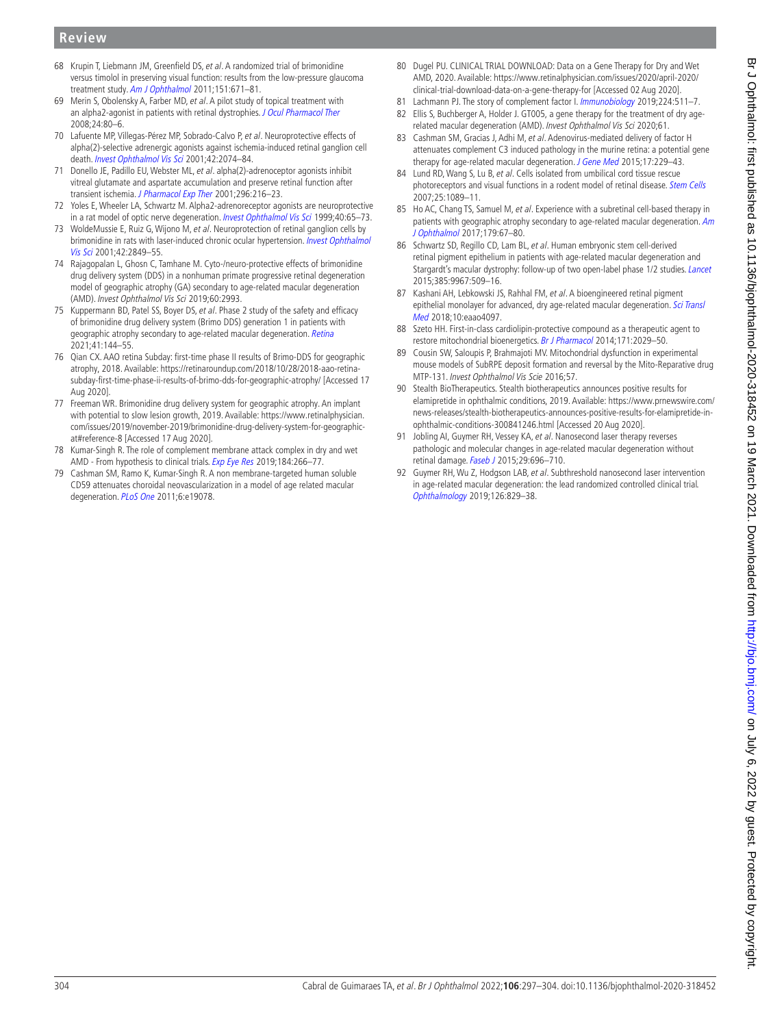68 Krupin T, Liebmann JM, Greenfield DS, *et al*. A randomized trial of brimonidine versus timolol in preserving visual function: results from the low-pressure glaucoma treatment study. *Am J Ophthalmol* 2011;151:671–81.

69 Merin S, Obolensky A, Farber MD, *et al*. A pilot study of topical treatment with an alpha2-agonist in patients with retinal dystrophies. *J Ocul Pharmacol Ther* 2008;24:80–6.

70 Lafuente MP, Villegas-Pérez MP, Sobrado-Calvo P, *et al*. Neuroprotective effects of alpha(2)-selective adrenergic agonists against ischemia-induced retinal ganglion cell death. *Invest Ophthalmol Vis Sci* 2001;42:2074–84.

71 Donello JE, Padillo EU, Webster ML, *et al*. alpha(2)-adrenoceptor agonists inhibit vitreal glutamate and aspartate accumulation and preserve retinal function after transient ischemia. *J Pharmacol Exp Ther* 2001;296:216–23.

72 Yoles E, Wheeler LA, Schwartz M. Alpha2-adrenoreceptor agonists are neuroprotective in a rat model of optic nerve degeneration. *Invest Ophthalmol Vis Sci* 1999;40:65–73.

73 WoldeMussie E, Ruiz G, Wijono M, *et al*. Neuroprotection of retinal ganglion cells by brimonidine in rats with laser-induced chronic ocular hypertension. *Invest Ophthalmol Vis Sci* 2001;42:2849–55.

74 Rajagopalan L, Ghosn C, Tamhane M. Cyto-/neuro-protective effects of brimonidine drug delivery system (DDS) in a nonhuman primate progressive retinal degeneration model of geographic atrophy (GA) secondary to age-related macular degeneration (AMD). *Invest Ophthalmol Vis Sci* 2019;60:2993.

75 Kuppermann BD, Patel SS, Boyer DS, *et al*. Phase 2 study of the safety and efficacy of brimonidine drug delivery system (Brimo DDS) generation 1 in patients with geographic atrophy secondary to age-related macular degeneration. *Retina* 2021;41:144–55.

76 Qian CX. AAO retina Subday: first-time phase II results of Brimo-DDS for geographic atrophy, 2018. Available: https://retinaroundup.com/2018/10/28/2018-aao-retina-subday-first-time-phase-ii-results-of-brimo-dds-for-geographic-atrophy/ [Accessed 17 Aug 2020].

77 Freeman WR. Brimonidine drug delivery system for geographic atrophy. An implant with potential to slow lesion growth, 2019. Available: https://www.retinalphysician.com/issues/2019/november-2019/brimonidine-drug-delivery-system-for-geographic-at#reference-8 [Accessed 17 Aug 2020].

78 Kumar-Singh R. The role of complement membrane attack complex in dry and wet AMD - From hypothesis to clinical trials. *Exp Eye Res* 2019;184:266–77.

79 Cashman SM, Ramo K, Kumar-Singh R. A non membrane-targeted human soluble CD59 attenuates choroidal neovascularization in a model of age related macular degeneration. *PLoS One* 2011;6:e19078.

80 Dugel PU. CLINICAL TRIAL DOWNLOAD: Data on a Gene Therapy for Dry and Wet AMD, 2020. Available: https://www.retinalphysician.com/issues/2020/april-2020/clinical-trial-download-data-on-a-gene-therapy-for [Accessed 02 Aug 2020].

81 Lachmann PJ. The story of complement factor I. *Immunobiology* 2019;224:511–7.

82 Ellis S, Buchberger A, Holder J. GT005, a gene therapy for the treatment of dry age-related macular degeneration (AMD). *Invest Ophthalmol Vis Sci* 2020;61.

83 Cashman SM, Gracias J, Adhi M, *et al*. Adenovirus-mediated delivery of factor H attenuates complement C3 induced pathology in the murine retina: a potential gene therapy for age-related macular degeneration. *J Gene Med* 2015;17:229–43.

84 Lund RD, Wang S, Lu B, *et al*. Cells isolated from umbilical cord tissue rescue photoreceptors and visual functions in a rodent model of retinal disease. *Stem Cells* 2007;25:1089–11.

85 Ho AC, Chang TS, Samuel M, *et al*. Experience with a subretinal cell-based therapy in patients with geographic atrophy secondary to age-related macular degeneration. *Am J Ophthalmol* 2017;179:67–80.

86 Schwartz SD, Regillo CD, Lam BL, *et al*. Human embryonic stem cell-derived retinal pigment epithelium in patients with age-related macular degeneration and Stargardt's macular dystrophy: follow-up of two open-label phase 1/2 studies. *Lancet* 2015;385:9967:509–16.

87 Kashani AH, Lebkowski JS, Rahhal FM, *et al*. A bioengineered retinal pigment epithelial monolayer for advanced, dry age-related macular degeneration. *Sci Transl Med* 2018;10:eaao4097.

88 Szeto HH. First-in-class cardiolipin-protective compound as a therapeutic agent to restore mitochondrial bioenergetics. *Br J Pharmacol* 2014;171:2029–50.

89 Cousin SW, Saloupis P, Brahmajoti MV. Mitochondrial dysfunction in experimental mouse models of SubRPE deposit formation and reversal by the Mito-Reparative drug MTP-131. *Invest Ophthalmol Vis Scie* 2016;57.

90 Stealth BioTherapeutics. Stealth biotherapeutics announces positive results for elamipretide in ophthalmic conditions, 2019. Available: https://www.prnewswire.com/news-releases/stealth-biotherapeutics-announces-positive-results-for-elamipretide-in-ophthalmic-conditions-300841246.html [Accessed 20 Aug 2020].

91 Jobling AI, Guymer RH, Vessey KA, *et al*. Nanosecond laser therapy reverses pathologic and molecular changes in age-related macular degeneration without retinal damage. *Faseb J* 2015;29:696–710.

92 Guymer RH, Wu Z, Hodgson LAB, *et al*. Subthreshold nanosecond laser intervention in age-related macular degeneration: the lead randomized controlled clinical trial. *Ophthalmology* 2019;126:829–38.